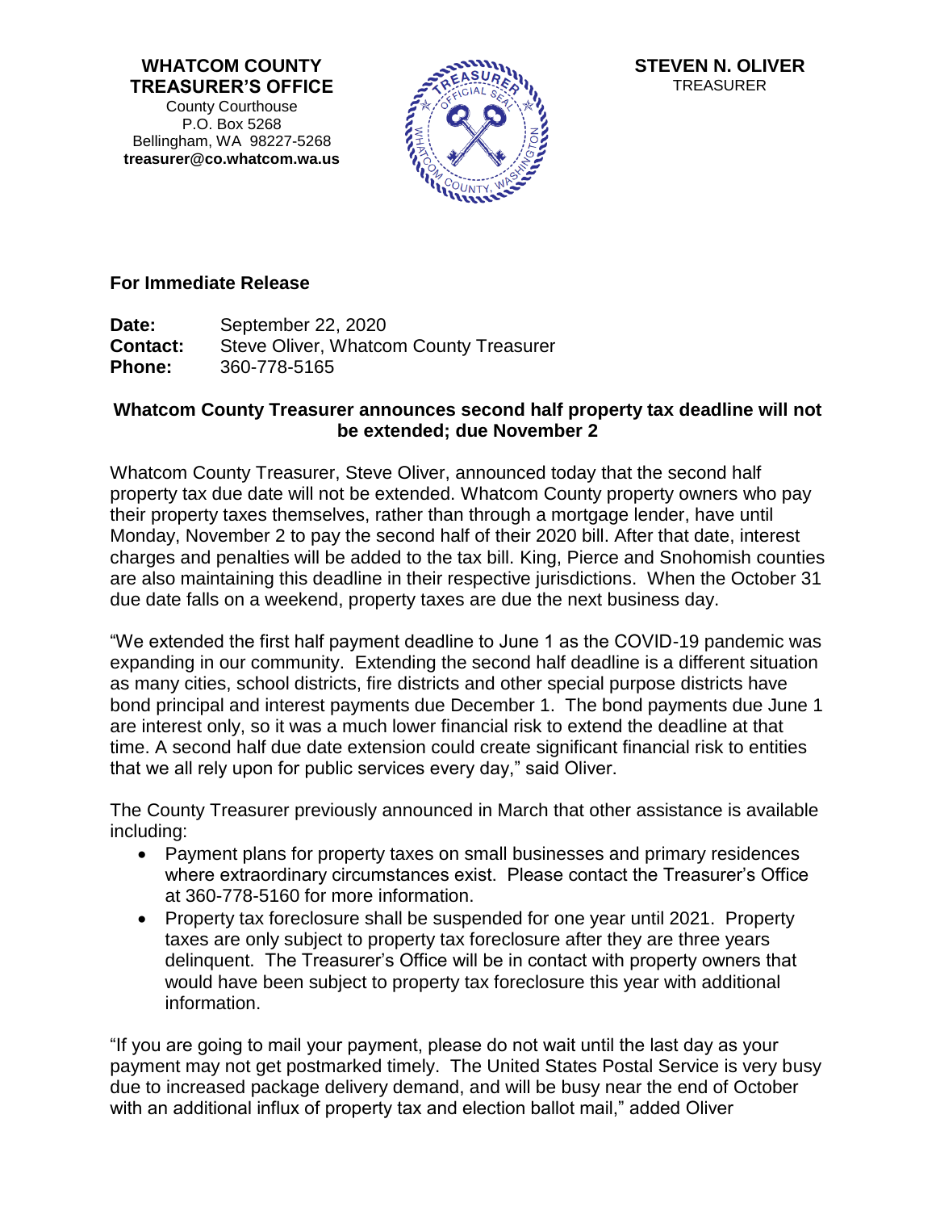**WHATCOM COUNTY TREASURER'S OFFICE**
County Courthouse
P.O. Box 5268
Bellingham, WA 98227-5268
**treasurer@co.whatcom.wa.us**

**STEVEN N. OLIVER**
TREASURER

**For Immediate Release**

**Date:** September 22, 2020
**Contact:** Steve Oliver, Whatcom County Treasurer
**Phone:** 360-778-5165

**Whatcom County Treasurer announces second half property tax deadline will not be extended; due November 2**

Whatcom County Treasurer, Steve Oliver, announced today that the second half property tax due date will not be extended. Whatcom County property owners who pay their property taxes themselves, rather than through a mortgage lender, have until Monday, November 2 to pay the second half of their 2020 bill. After that date, interest charges and penalties will be added to the tax bill. King, Pierce and Snohomish counties are also maintaining this deadline in their respective jurisdictions. When the October 31 due date falls on a weekend, property taxes are due the next business day.

"We extended the first half payment deadline to June 1 as the COVID-19 pandemic was expanding in our community. Extending the second half deadline is a different situation as many cities, school districts, fire districts and other special purpose districts have bond principal and interest payments due December 1. The bond payments due June 1 are interest only, so it was a much lower financial risk to extend the deadline at that time. A second half due date extension could create significant financial risk to entities that we all rely upon for public services every day," said Oliver.

The County Treasurer previously announced in March that other assistance is available including:

- Payment plans for property taxes on small businesses and primary residences where extraordinary circumstances exist. Please contact the Treasurer's Office at 360-778-5160 for more information.
- Property tax foreclosure shall be suspended for one year until 2021. Property taxes are only subject to property tax foreclosure after they are three years delinquent. The Treasurer's Office will be in contact with property owners that would have been subject to property tax foreclosure this year with additional information.

"If you are going to mail your payment, please do not wait until the last day as your payment may not get postmarked timely. The United States Postal Service is very busy due to increased package delivery demand, and will be busy near the end of October with an additional influx of property tax and election ballot mail," added Oliver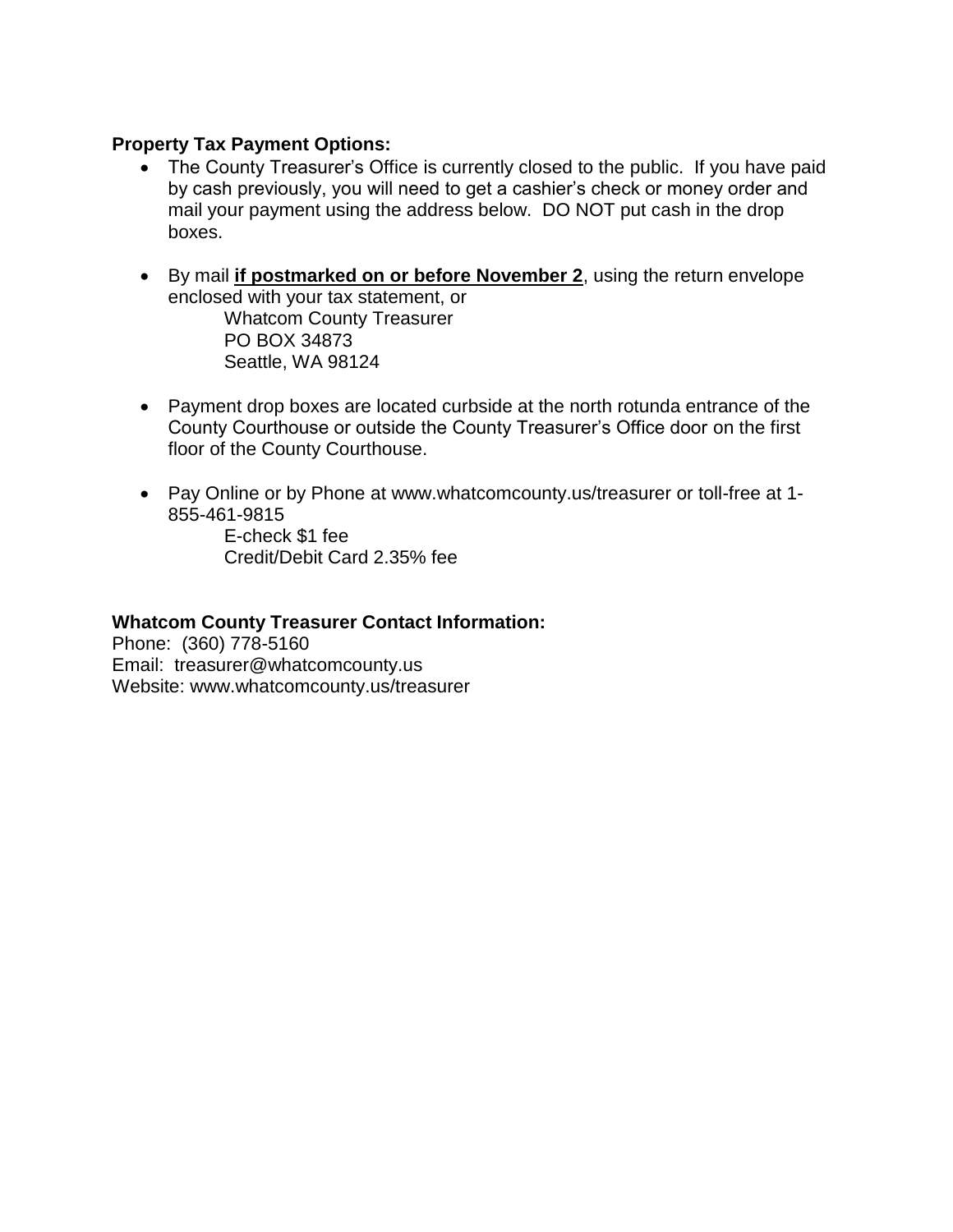**Property Tax Payment Options:**

- The County Treasurer's Office is currently closed to the public. If you have paid by cash previously, you will need to get a cashier's check or money order and mail your payment using the address below. DO NOT put cash in the drop boxes.

- By mail **if postmarked on or before November 2**, using the return envelope enclosed with your tax statement, or

  Whatcom County Treasurer
  PO BOX 34873
  Seattle, WA 98124

- Payment drop boxes are located curbside at the north rotunda entrance of the County Courthouse or outside the County Treasurer's Office door on the first floor of the County Courthouse.

- Pay Online or by Phone at www.whatcomcounty.us/treasurer or toll-free at 1-855-461-9815

  E-check $1 fee
  Credit/Debit Card 2.35% fee

**Whatcom County Treasurer Contact Information:**

Phone: (360) 778-5160
Email: treasurer@whatcomcounty.us
Website: www.whatcomcounty.us/treasurer